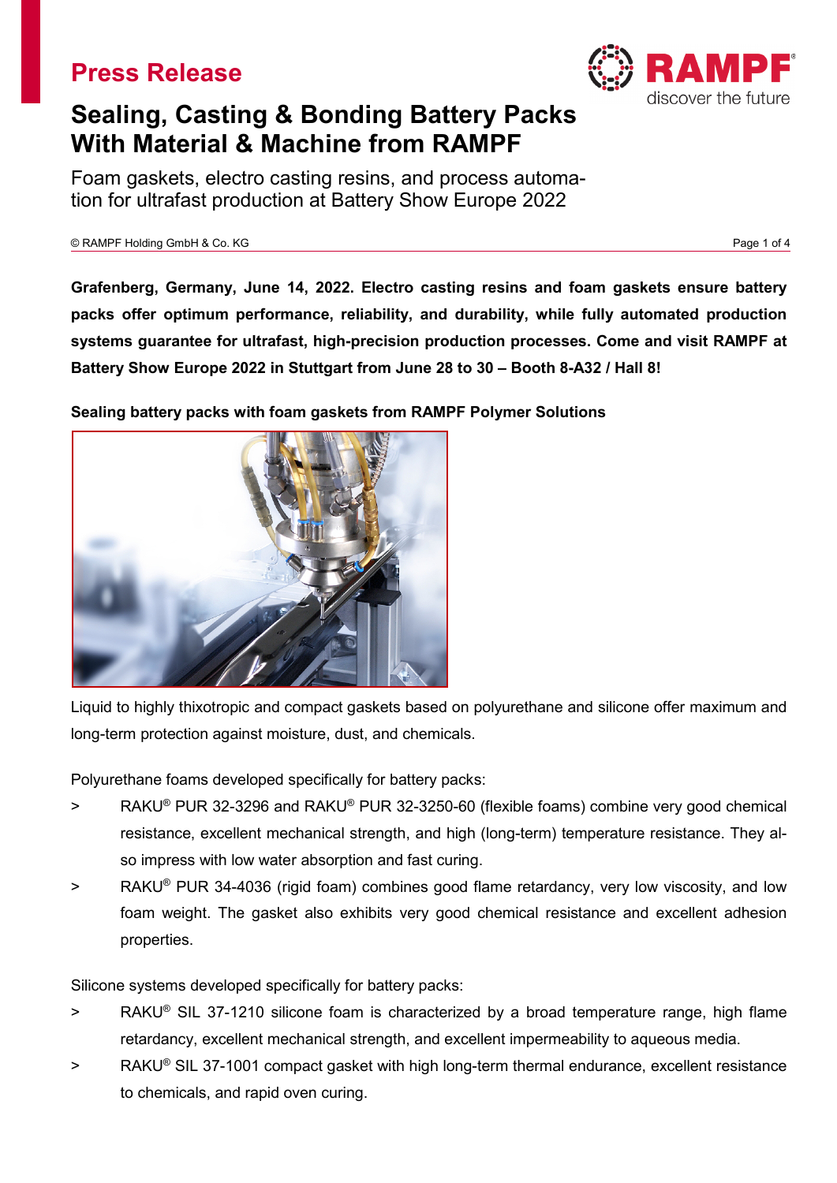# Press Release

# Sealing, Casting & Bonding Battery Packs With Material & Machine from RAMPF

Foam gaskets, electro casting resins, and process automation for ultrafast production at Battery Show Europe 2022

© RAMPF Holding GmbH & Co. KG

**Grafenberg, Germany, June 14, 2022. Electro casting resins and foam gaskets ensure battery packs offer optimum performance, reliability, and durability, while fully automated production systems guarantee for ultrafast, high-precision production processes. Come and visit RAMPF at Battery Show Europe 2022 in Stuttgart from June 28 to 30 – Booth 8-A32 / Hall 8!**

**Sealing battery packs with foam gaskets from RAMPF Polymer Solutions**

Liquid to highly thixotropic and compact gaskets based on polyurethane and silicone offer maximum and long-term protection against moisture, dust, and chemicals.

Polyurethane foams developed specifically for battery packs:

- RAKU® PUR 32-3296 and RAKU® PUR 32-3250-60 (flexible foams) combine very good chemical resistance, excellent mechanical strength, and high (long-term) temperature resistance. They also impress with low water absorption and fast curing.
- RAKU® PUR 34-4036 (rigid foam) combines good flame retardancy, very low viscosity, and low foam weight. The gasket also exhibits very good chemical resistance and excellent adhesion properties.

Silicone systems developed specifically for battery packs:

- RAKU® SIL 37-1210 silicone foam is characterized by a broad temperature range, high flame retardancy, excellent mechanical strength, and excellent impermeability to aqueous media.
- RAKU® SIL 37-1001 compact gasket with high long-term thermal endurance, excellent resistance to chemicals, and rapid oven curing.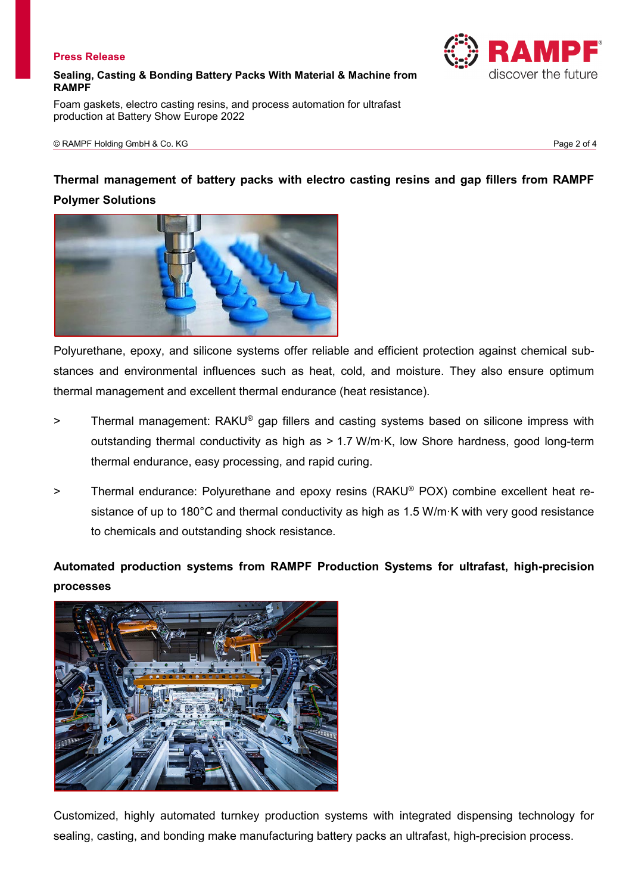## Thermal management of battery packs with electro casting resins and gap fillers from RAMPF Polymer Solutions

Polyurethane, epoxy, and silicone systems offer reliable and efficient protection against chemical substances and environmental influences such as heat, cold, and moisture. They also ensure optimum thermal management and excellent thermal endurance (heat resistance).

> Thermal management: RAKU® gap fillers and casting systems based on silicone impress with outstanding thermal conductivity as high as > 1.7 W/m·K, low Shore hardness, good long-term thermal endurance, easy processing, and rapid curing.

> Thermal endurance: Polyurethane and epoxy resins (RAKU® POX) combine excellent heat resistance of up to 180°C and thermal conductivity as high as 1.5 W/m·K with very good resistance to chemicals and outstanding shock resistance.

## Automated production systems from RAMPF Production Systems for ultrafast, high-precision processes

Customized, highly automated turnkey production systems with integrated dispensing technology for sealing, casting, and bonding make manufacturing battery packs an ultrafast, high-precision process.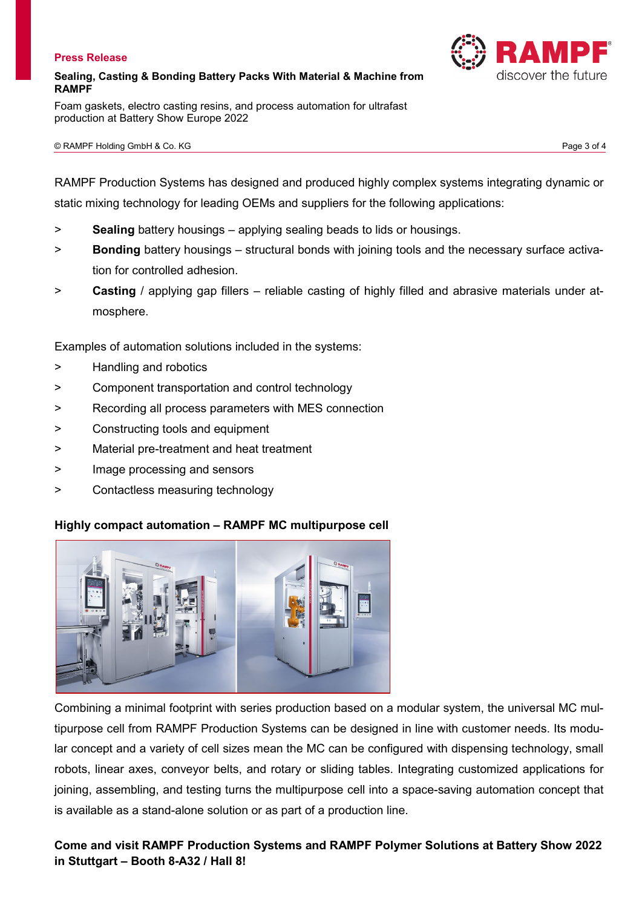RAMPF Production Systems has designed and produced highly complex systems integrating dynamic or static mixing technology for leading OEMs and suppliers for the following applications:

> **Sealing** battery housings – applying sealing beads to lids or housings.
> **Bonding** battery housings – structural bonds with joining tools and the necessary surface activation for controlled adhesion.
> **Casting** / applying gap fillers – reliable casting of highly filled and abrasive materials under atmosphere.

Examples of automation solutions included in the systems:

> Handling and robotics
> Component transportation and control technology
> Recording all process parameters with MES connection
> Constructing tools and equipment
> Material pre-treatment and heat treatment
> Image processing and sensors
> Contactless measuring technology

**Highly compact automation – RAMPF MC multipurpose cell**

Combining a minimal footprint with series production based on a modular system, the universal MC multipurpose cell from RAMPF Production Systems can be designed in line with customer needs. Its modular concept and a variety of cell sizes mean the MC can be configured with dispensing technology, small robots, linear axes, conveyor belts, and rotary or sliding tables. Integrating customized applications for joining, assembling, and testing turns the multipurpose cell into a space-saving automation concept that is available as a stand-alone solution or as part of a production line.

**Come and visit RAMPF Production Systems and RAMPF Polymer Solutions at Battery Show 2022 in Stuttgart – Booth 8-A32 / Hall 8!**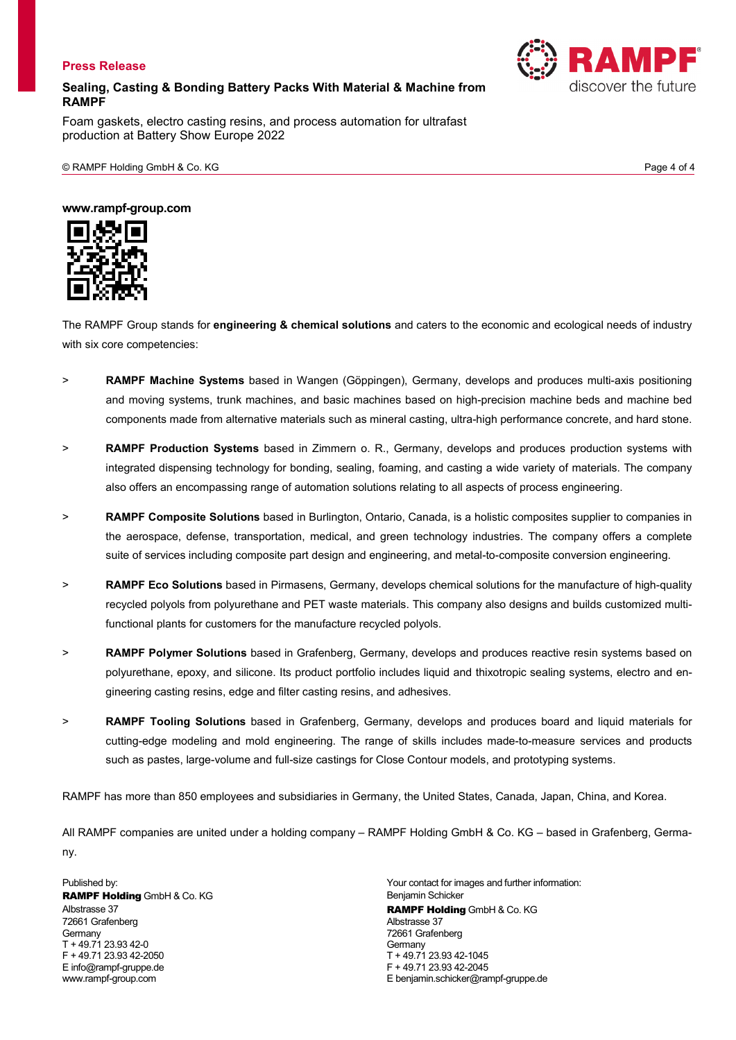**www.rampf-group.com**

The RAMPF Group stands for **engineering & chemical solutions** and caters to the economic and ecological needs of industry with six core competencies:

> **RAMPF Machine Systems** based in Wangen (Göppingen), Germany, develops and produces multi-axis positioning and moving systems, trunk machines, and basic machines based on high-precision machine beds and machine bed components made from alternative materials such as mineral casting, ultra-high performance concrete, and hard stone.

> **RAMPF Production Systems** based in Zimmern o. R., Germany, develops and produces production systems with integrated dispensing technology for bonding, sealing, foaming, and casting a wide variety of materials. The company also offers an encompassing range of automation solutions relating to all aspects of process engineering.

> **RAMPF Composite Solutions** based in Burlington, Ontario, Canada, is a holistic composites supplier to companies in the aerospace, defense, transportation, medical, and green technology industries. The company offers a complete suite of services including composite part design and engineering, and metal-to-composite conversion engineering.

> **RAMPF Eco Solutions** based in Pirmasens, Germany, develops chemical solutions for the manufacture of high-quality recycled polyols from polyurethane and PET waste materials. This company also designs and builds customized multi-functional plants for customers for the manufacture recycled polyols.

> **RAMPF Polymer Solutions** based in Grafenberg, Germany, develops and produces reactive resin systems based on polyurethane, epoxy, and silicone. Its product portfolio includes liquid and thixotropic sealing systems, electro and engineering casting resins, edge and filter casting resins, and adhesives.

> **RAMPF Tooling Solutions** based in Grafenberg, Germany, develops and produces board and liquid materials for cutting-edge modeling and mold engineering. The range of skills includes made-to-measure services and products such as pastes, large-volume and full-size castings for Close Contour models, and prototyping systems.

RAMPF has more than 850 employees and subsidiaries in Germany, the United States, Canada, Japan, China, and Korea.

All RAMPF companies are united under a holding company – RAMPF Holding GmbH & Co. KG – based in Grafenberg, Germany.

Published by:
**RAMPF Holding** GmbH & Co. KG
Albstrasse 37
72661 Grafenberg
Germany
T + 49.71 23.93 42-0
F + 49.71 23.93 42-2050
E info@rampf-gruppe.de
www.rampf-group.com

Your contact for images and further information:
Benjamin Schicker
**RAMPF Holding** GmbH & Co. KG
Albstrasse 37
72661 Grafenberg
Germany
T + 49.71 23.93 42-1045
F + 49.71 23.93 42-2045
E benjamin.schicker@rampf-gruppe.de